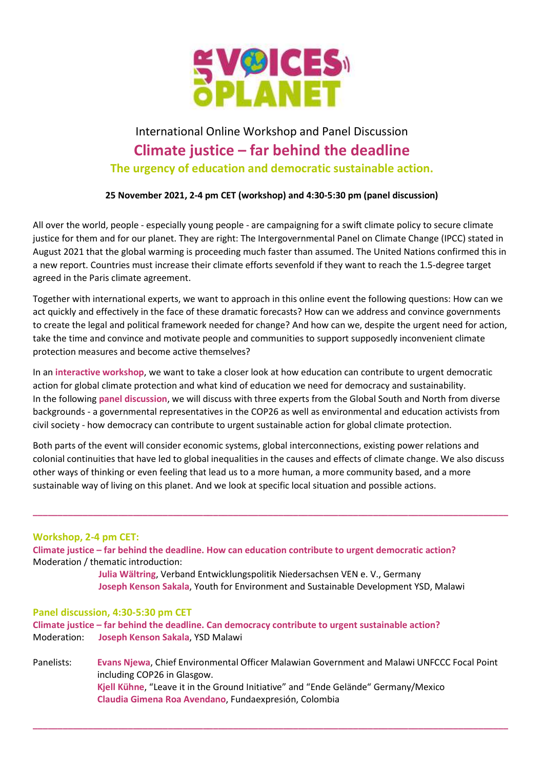OUR VOICES OUR PLANET

International Online Workshop and Panel Discussion

# Climate justice – far behind the deadline

## The urgency of education and democratic sustainable action.

**25 November 2021, 2-4 pm CET (workshop) and 4:30-5:30 pm (panel discussion)**

All over the world, people - especially young people - are campaigning for a swift climate policy to secure climate justice for them and for our planet. They are right: The Intergovernmental Panel on Climate Change (IPCC) stated in August 2021 that the global warming is proceeding much faster than assumed. The United Nations confirmed this in a new report. Countries must increase their climate efforts sevenfold if they want to reach the 1.5-degree target agreed in the Paris climate agreement.

Together with international experts, we want to approach in this online event the following questions: How can we act quickly and effectively in the face of these dramatic forecasts? How can we address and convince governments to create the legal and political framework needed for change? And how can we, despite the urgent need for action, take the time and convince and motivate people and communities to support supposedly inconvenient climate protection measures and become active themselves?

In an **interactive workshop**, we want to take a closer look at how education can contribute to urgent democratic action for global climate protection and what kind of education we need for democracy and sustainability.
In the following **panel discussion**, we will discuss with three experts from the Global South and North from diverse backgrounds - a governmental representatives in the COP26 as well as environmental and education activists from civil society - how democracy can contribute to urgent sustainable action for global climate protection.

Both parts of the event will consider economic systems, global interconnections, existing power relations and colonial continuities that have led to global inequalities in the causes and effects of climate change. We also discuss other ways of thinking or even feeling that lead us to a more human, a more community based, and a more sustainable way of living on this planet. And we look at specific local situation and possible actions.

---

### Workshop, 2-4 pm CET:

**Climate justice – far behind the deadline. How can education contribute to urgent democratic action?**

Moderation / thematic introduction:

- **Julia Wältring**, Verband Entwicklungspolitik Niedersachsen VEN e. V., Germany
- **Joseph Kenson Sakala**, Youth for Environment and Sustainable Development YSD, Malawi

### Panel discussion, 4:30-5:30 pm CET

**Climate justice – far behind the deadline. Can democracy contribute to urgent sustainable action?**

Moderation: **Joseph Kenson Sakala**, YSD Malawi

Panelists:

- **Evans Njewa**, Chief Environmental Officer Malawian Government and Malawi UNFCCC Focal Point including COP26 in Glasgow.
- **Kjell Kühne**, "Leave it in the Ground Initiative" and "Ende Gelände" Germany/Mexico
- **Claudia Gimena Roa Avendano**, Fundaexpresión, Colombia

---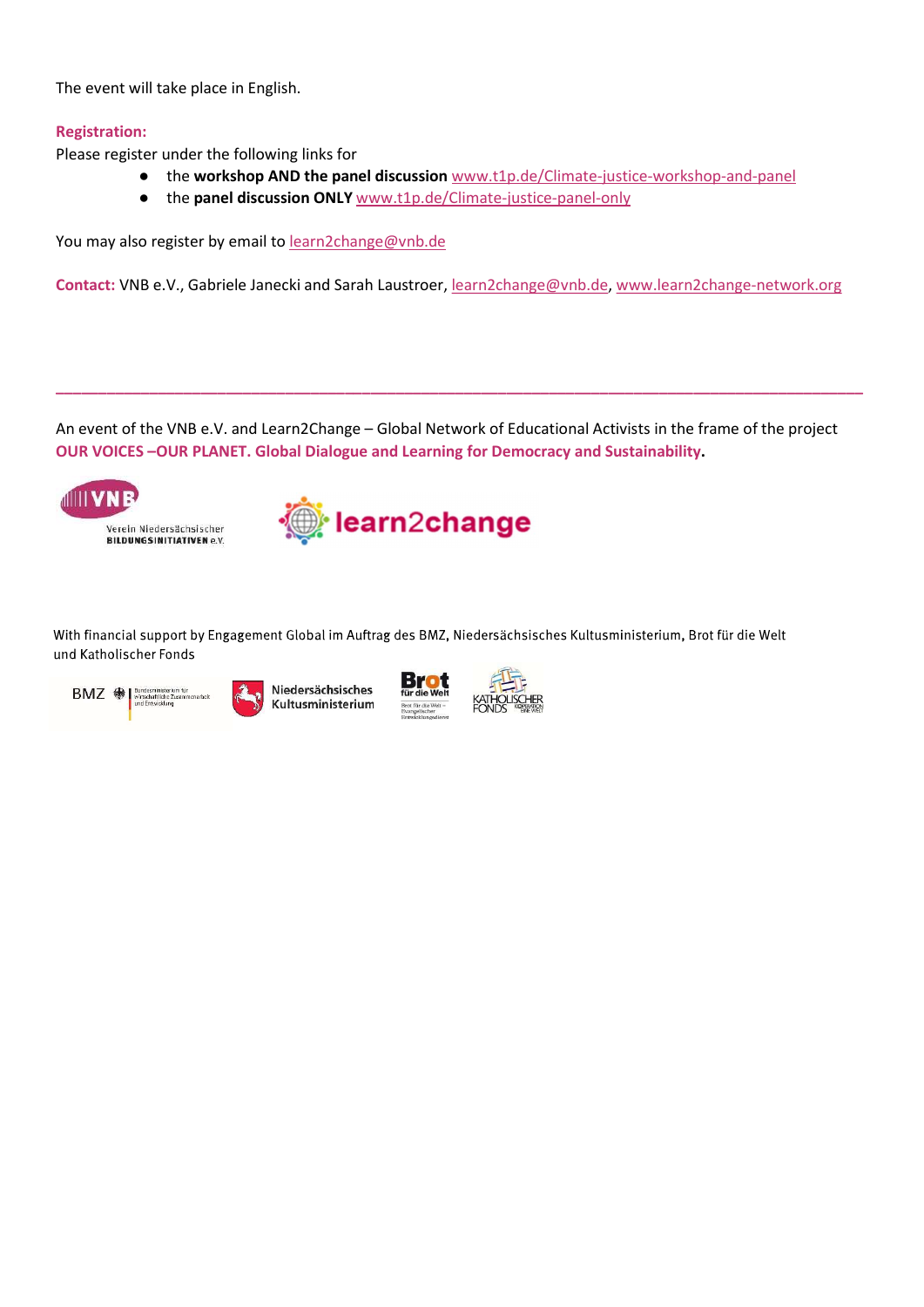The event will take place in English.

**Registration:**

Please register under the following links for

- the **workshop AND the panel discussion** www.t1p.de/Climate-justice-workshop-and-panel
- the **panel discussion ONLY** www.t1p.de/Climate-justice-panel-only

You may also register by email to learn2change@vnb.de

**Contact:** VNB e.V., Gabriele Janecki and Sarah Laustroer, learn2change@vnb.de, www.learn2change-network.org

---

An event of the VNB e.V. and Learn2Change – Global Network of Educational Activists in the frame of the project **OUR VOICES –OUR PLANET. Global Dialogue and Learning for Democracy and Sustainability**.

With financial support by Engagement Global im Auftrag des BMZ, Niedersächsisches Kultusministerium, Brot für die Welt und Katholischer Fonds